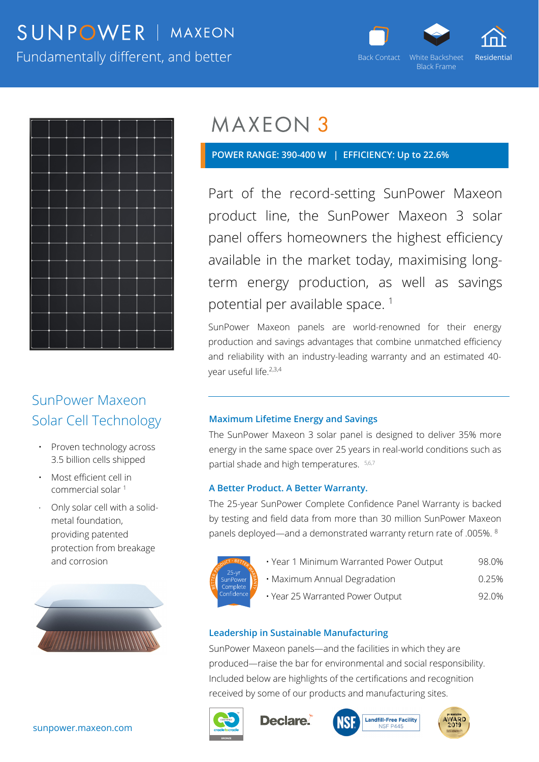# SUNPOWER | MAXEON

Fundamentally different, and better

Back Contact | White Backsheet Black Frame | Residential

# MAXEON 3

**POWER RANGE: 390-400 W | EFFICIENCY: Up to 22.6%**

Part of the record-setting SunPower Maxeon product line, the SunPower Maxeon 3 solar panel offers homeowners the highest efficiency available in the market today, maximising long-term energy production, as well as savings potential per available space. [1]

SunPower Maxeon panels are world-renowned for their energy production and savings advantages that combine unmatched efficiency and reliability with an industry-leading warranty and an estimated 40-year useful life.[2,3,4]

## SunPower Maxeon Solar Cell Technology

- Proven technology across 3.5 billion cells shipped
- Most efficient cell in commercial solar [1]
- Only solar cell with a solid-metal foundation, providing patented protection from breakage and corrosion

### Maximum Lifetime Energy and Savings

The SunPower Maxeon 3 solar panel is designed to deliver 35% more energy in the same space over 25 years in real-world conditions such as partial shade and high temperatures. [5,6,7]

### A Better Product. A Better Warranty.

The 25-year SunPower Complete Confidence Panel Warranty is backed by testing and field data from more than 30 million SunPower Maxeon panels deployed—and a demonstrated warranty return rate of .005%. [8]

25-yr SunPower Complete Confidence — Better Product • Better Warranty

| | |
|---|---|
| • Year 1 Minimum Warranted Power Output | 98.0% |
| • Maximum Annual Degradation | 0.25% |
| • Year 25 Warranted Power Output | 92.0% |

### Leadership in Sustainable Manufacturing

SunPower Maxeon panels—and the facilities in which they are produced—raise the bar for environmental and social responsibility. Included below are highlights of the certifications and recognition received by some of our products and manufacturing sites.

Cradle to Cradle Certified Bronze | Declare. | NSF Landfill-Free Facility NSF P445 | pv magazine Award 2019 Sustainability

sunpower.maxeon.com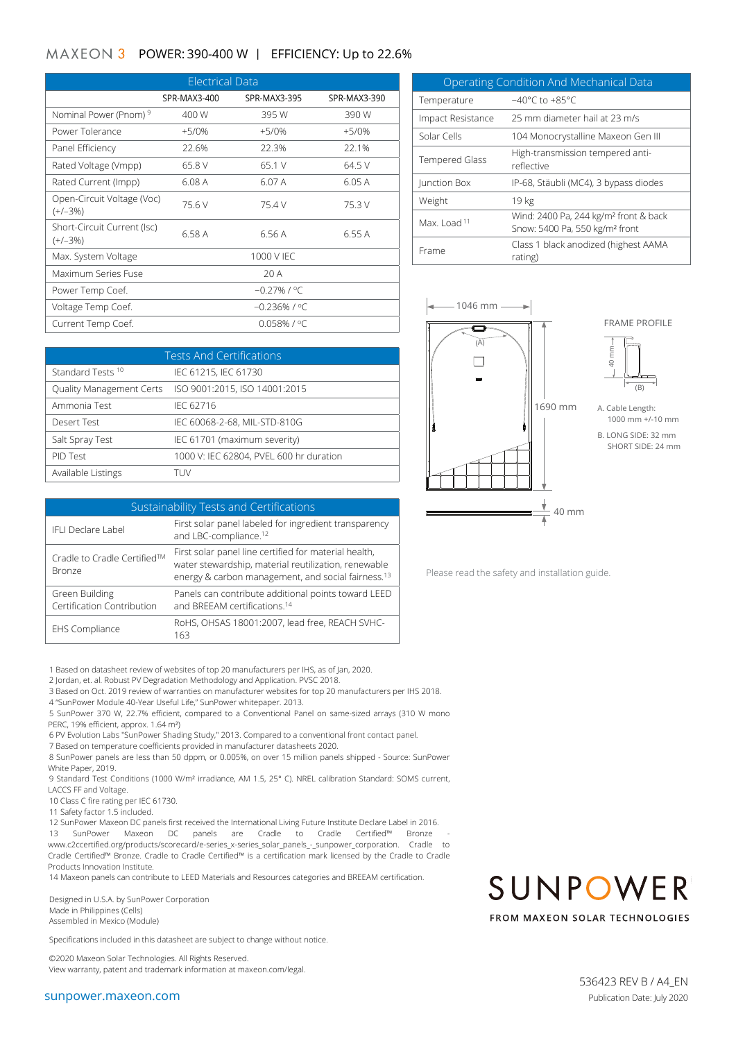# MAXEON 3 POWER: 390-400 W | EFFICIENCY: Up to 22.6%

| Electrical Data | | | |
|---|---|---|---|
| | SPR-MAX3-400 | SPR-MAX3-395 | SPR-MAX3-390 |
| Nominal Power (Pnom) [9] | 400 W | 395 W | 390 W |
| Power Tolerance | +5/0% | +5/0% | +5/0% |
| Panel Efficiency | 22.6% | 22.3% | 22.1% |
| Rated Voltage (Vmpp) | 65.8 V | 65.1 V | 64.5 V |
| Rated Current (Impp) | 6.08 A | 6.07 A | 6.05 A |
| Open-Circuit Voltage (Voc) (+/−3%) | 75.6 V | 75.4 V | 75.3 V |
| Short-Circuit Current (Isc) (+/−3%) | 6.58 A | 6.56 A | 6.55 A |
| Max. System Voltage | 1000 V IEC | | |
| Maximum Series Fuse | 20 A | | |
| Power Temp Coef. | −0.27% / °C | | |
| Voltage Temp Coef. | −0.236% / °C | | |
| Current Temp Coef. | 0.058% / °C | | |

| Operating Condition And Mechanical Data | |
|---|---|
| Temperature | −40°C to +85°C |
| Impact Resistance | 25 mm diameter hail at 23 m/s |
| Solar Cells | 104 Monocrystalline Maxeon Gen III |
| Tempered Glass | High-transmission tempered anti-reflective |
| Junction Box | IP-68, Stäubli (MC4), 3 bypass diodes |
| Weight | 19 kg |
| Max. Load [11] | Wind: 2400 Pa, 244 kg/m² front & back<br>Snow: 5400 Pa, 550 kg/m² front |
| Frame | Class 1 black anodized (highest AAMA rating) |

1046 mm

1690 mm

40 mm

(A)

FRAME PROFILE

40 mm

(B)

A. Cable Length: 1000 mm +/-10 mm

B. LONG SIDE: 32 mm SHORT SIDE: 24 mm

| Tests And Certifications | |
|---|---|
| Standard Tests [10] | IEC 61215, IEC 61730 |
| Quality Management Certs | ISO 9001:2015, ISO 14001:2015 |
| Ammonia Test | IEC 62716 |
| Desert Test | IEC 60068-2-68, MIL-STD-810G |
| Salt Spray Test | IEC 61701 (maximum severity) |
| PID Test | 1000 V: IEC 62804, PVEL 600 hr duration |
| Available Listings | TUV |

| Sustainability Tests and Certifications | |
|---|---|
| IFLI Declare Label | First solar panel labeled for ingredient transparency and LBC-compliance.[12] |
| Cradle to Cradle Certified™ Bronze | First solar panel line certified for material health, water stewardship, material reutilization, renewable energy & carbon management, and social fairness.[13] |
| Green Building Certification Contribution | Panels can contribute additional points toward LEED and BREEAM certifications.[14] |
| EHS Compliance | RoHS, OHSAS 18001:2007, lead free, REACH SVHC-163 |

Please read the safety and installation guide.

1 Based on datasheet review of websites of top 20 manufacturers per IHS, as of Jan, 2020.
2 Jordan, et. al. Robust PV Degradation Methodology and Application. PVSC 2018.
3 Based on Oct. 2019 review of warranties on manufacturer websites for top 20 manufacturers per IHS 2018.
4 "SunPower Module 40-Year Useful Life," SunPower whitepaper. 2013.
5 SunPower 370 W, 22.7% efficient, compared to a Conventional Panel on same-sized arrays (310 W mono PERC, 19% efficient, approx. 1.64 m²)
6 PV Evolution Labs "SunPower Shading Study," 2013. Compared to a conventional front contact panel.
7 Based on temperature coefficients provided in manufacturer datasheets 2020.
8 SunPower panels are less than 50 dppm, or 0.005%, on over 15 million panels shipped - Source: SunPower White Paper, 2019.
9 Standard Test Conditions (1000 W/m² irradiance, AM 1.5, 25° C). NREL calibration Standard: SOMS current, LACCS FF and Voltage.
10 Class C fire rating per IEC 61730.
11 Safety factor 1.5 included.
12 SunPower Maxeon DC panels first received the International Living Future Institute Declare Label in 2016.
13 SunPower Maxeon DC panels are Cradle to Cradle Certified™ Bronze - www.c2ccertified.org/products/scorecard/e-series_x-series_solar_panels_-_sunpower_corporation. Cradle to Cradle Certified™ Bronze. Cradle to Cradle Certified™ is a certification mark licensed by the Cradle to Cradle Products Innovation Institute.
14 Maxeon panels can contribute to LEED Materials and Resources categories and BREEAM certification.

Designed in U.S.A. by SunPower Corporation
Made in Philippines (Cells)
Assembled in Mexico (Module)

Specifications included in this datasheet are subject to change without notice.

©2020 Maxeon Solar Technologies. All Rights Reserved.
View warranty, patent and trademark information at maxeon.com/legal.

SUNPOWER
FROM MAXEON SOLAR TECHNOLOGIES

536423 REV B / A4_EN
Publication Date: July 2020

sunpower.maxeon.com